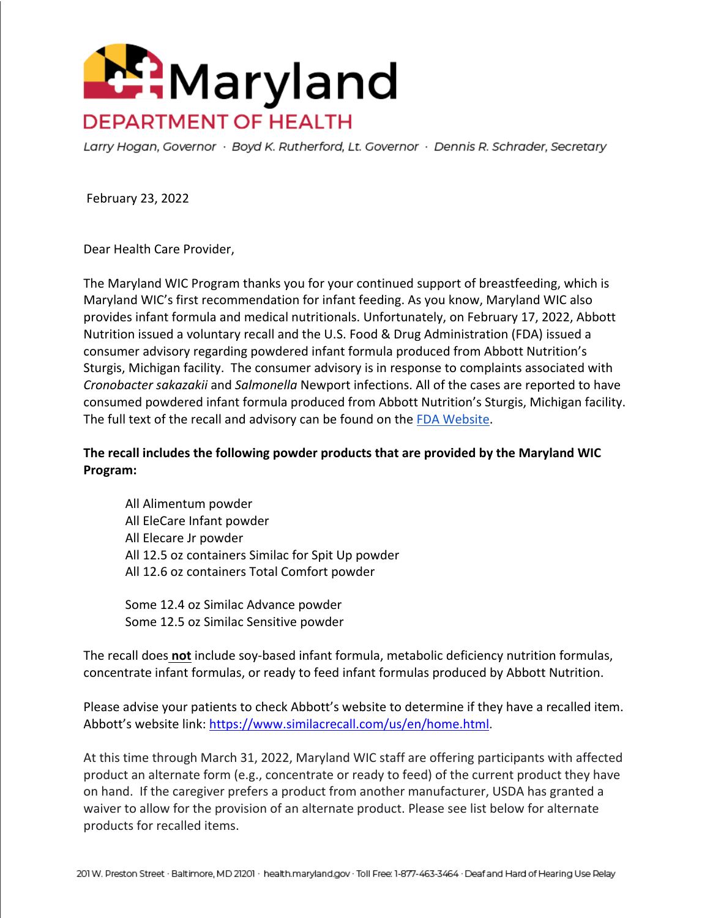# Maryland

## DEPARTMENT OF HEALTH

*Larry Hogan, Governor · Boyd K. Rutherford, Lt. Governor · Dennis R. Schrader, Secretary*

February 23, 2022

Dear Health Care Provider,

The Maryland WIC Program thanks you for your continued support of breastfeeding, which is Maryland WIC's first recommendation for infant feeding. As you know, Maryland WIC also provides infant formula and medical nutritionals. Unfortunately, on February 17, 2022, Abbott Nutrition issued a voluntary recall and the U.S. Food & Drug Administration (FDA) issued a consumer advisory regarding powdered infant formula produced from Abbott Nutrition's Sturgis, Michigan facility. The consumer advisory is in response to complaints associated with *Cronobacter sakazakii* and *Salmonella* Newport infections. All of the cases are reported to have consumed powdered infant formula produced from Abbott Nutrition's Sturgis, Michigan facility. The full text of the recall and advisory can be found on the FDA Website.

**The recall includes the following powder products that are provided by the Maryland WIC Program:**

- All Alimentum powder
- All EleCare Infant powder
- All Elecare Jr powder
- All 12.5 oz containers Similac for Spit Up powder
- All 12.6 oz containers Total Comfort powder

- Some 12.4 oz Similac Advance powder
- Some 12.5 oz Similac Sensitive powder

The recall does **not** include soy-based infant formula, metabolic deficiency nutrition formulas, concentrate infant formulas, or ready to feed infant formulas produced by Abbott Nutrition.

Please advise your patients to check Abbott's website to determine if they have a recalled item. Abbott's website link: https://www.similacrecall.com/us/en/home.html.

At this time through March 31, 2022, Maryland WIC staff are offering participants with affected product an alternate form (e.g., concentrate or ready to feed) of the current product they have on hand. If the caregiver prefers a product from another manufacturer, USDA has granted a waiver to allow for the provision of an alternate product. Please see list below for alternate products for recalled items.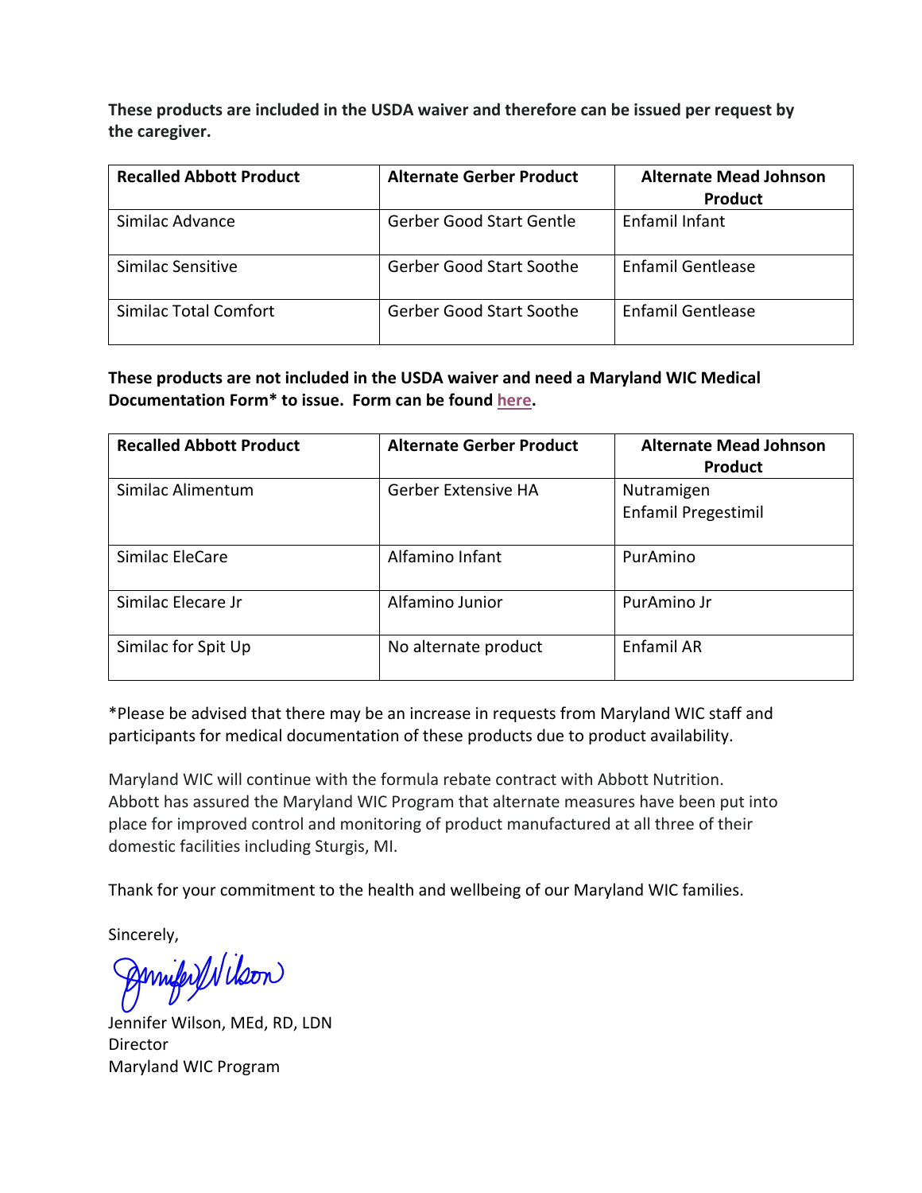**These products are included in the USDA waiver and therefore can be issued per request by the caregiver.**

| Recalled Abbott Product | Alternate Gerber Product | Alternate Mead Johnson Product |
|---|---|---|
| Similac Advance | Gerber Good Start Gentle | Enfamil Infant |
| Similac Sensitive | Gerber Good Start Soothe | Enfamil Gentlease |
| Similac Total Comfort | Gerber Good Start Soothe | Enfamil Gentlease |

**These products are not included in the USDA waiver and need a Maryland WIC Medical Documentation Form* to issue. Form can be found here.**

| Recalled Abbott Product | Alternate Gerber Product | Alternate Mead Johnson Product |
|---|---|---|
| Similac Alimentum | Gerber Extensive HA | Nutramigen<br>Enfamil Pregestimil |
| Similac EleCare | Alfamino Infant | PurAmino |
| Similac Elecare Jr | Alfamino Junior | PurAmino Jr |
| Similac for Spit Up | No alternate product | Enfamil AR |

*Please be advised that there may be an increase in requests from Maryland WIC staff and participants for medical documentation of these products due to product availability.

Maryland WIC will continue with the formula rebate contract with Abbott Nutrition. Abbott has assured the Maryland WIC Program that alternate measures have been put into place for improved control and monitoring of product manufactured at all three of their domestic facilities including Sturgis, MI.

Thank for your commitment to the health and wellbeing of our Maryland WIC families.

Sincerely,

Jennifer Wilson, MEd, RD, LDN
Director
Maryland WIC Program